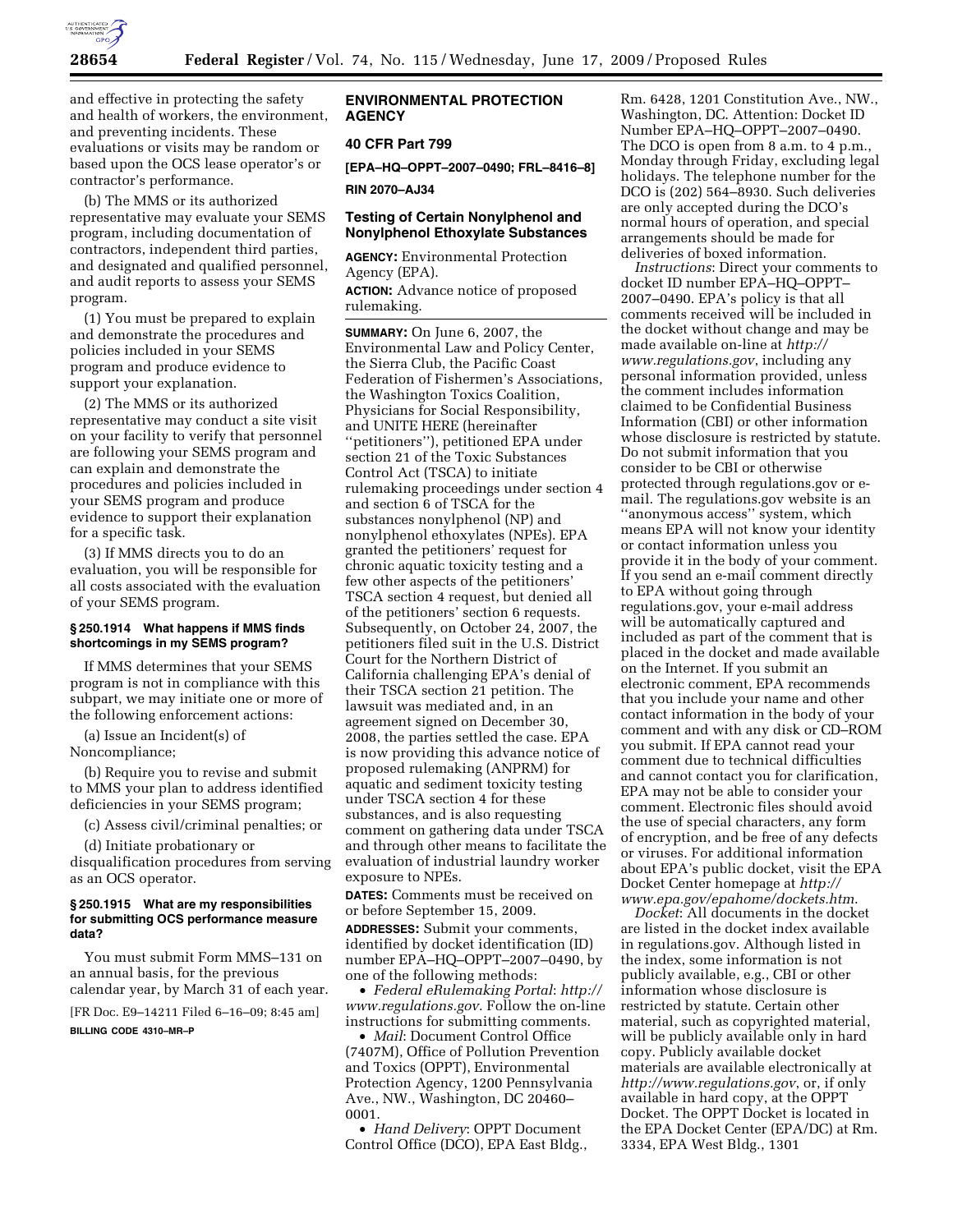and effective in protecting the safety and health of workers, the environment, and preventing incidents. These evaluations or visits may be random or based upon the OCS lease operator's or contractor's performance.

(b) The MMS or its authorized representative may evaluate your SEMS program, including documentation of contractors, independent third parties, and designated and qualified personnel, and audit reports to assess your SEMS program.

(1) You must be prepared to explain and demonstrate the procedures and policies included in your SEMS program and produce evidence to support your explanation.

(2) The MMS or its authorized representative may conduct a site visit on your facility to verify that personnel are following your SEMS program and can explain and demonstrate the procedures and policies included in your SEMS program and produce evidence to support their explanation for a specific task.

(3) If MMS directs you to do an evaluation, you will be responsible for all costs associated with the evaluation of your SEMS program.

#### § 250.1914 What happens if MMS finds shortcomings in my SEMS program?

If MMS determines that your SEMS program is not in compliance with this subpart, we may initiate one or more of the following enforcement actions:

(a) Issue an Incident(s) of Noncompliance;

(b) Require you to revise and submit to MMS your plan to address identified deficiencies in your SEMS program;

(c) Assess civil/criminal penalties; or

(d) Initiate probationary or disqualification procedures from serving as an OCS operator.

#### § 250.1915 What are my responsibilities for submitting OCS performance measure data?

You must submit Form MMS–131 on an annual basis, for the previous calendar year, by March 31 of each year.

[FR Doc. E9–14211 Filed 6–16–09; 8:45 am]

**BILLING CODE 4310–MR–P**

## ENVIRONMENTAL PROTECTION AGENCY

### 40 CFR Part 799

**[EPA–HQ–OPPT–2007–0490; FRL–8416–8]**

**RIN 2070–AJ34**

### Testing of Certain Nonylphenol and Nonylphenol Ethoxylate Substances

**AGENCY:** Environmental Protection Agency (EPA).

**ACTION:** Advance notice of proposed rulemaking.

---

**SUMMARY:** On June 6, 2007, the Environmental Law and Policy Center, the Sierra Club, the Pacific Coast Federation of Fishermen's Associations, the Washington Toxics Coalition, Physicians for Social Responsibility, and UNITE HERE (hereinafter ''petitioners''), petitioned EPA under section 21 of the Toxic Substances Control Act (TSCA) to initiate rulemaking proceedings under section 4 and section 6 of TSCA for the substances nonylphenol (NP) and nonylphenol ethoxylates (NPEs). EPA granted the petitioners' request for chronic aquatic toxicity testing and a few other aspects of the petitioners' TSCA section 4 request, but denied all of the petitioners' section 6 requests. Subsequently, on October 24, 2007, the petitioners filed suit in the U.S. District Court for the Northern District of California challenging EPA's denial of their TSCA section 21 petition. The lawsuit was mediated and, in an agreement signed on December 30, 2008, the parties settled the case. EPA is now providing this advance notice of proposed rulemaking (ANPRM) for aquatic and sediment toxicity testing under TSCA section 4 for these substances, and is also requesting comment on gathering data under TSCA and through other means to facilitate the evaluation of industrial laundry worker exposure to NPEs.

**DATES:** Comments must be received on or before September 15, 2009.

**ADDRESSES:** Submit your comments, identified by docket identification (ID) number EPA–HQ–OPPT–2007–0490, by one of the following methods:

- *Federal eRulemaking Portal*: *http://www.regulations.gov*. Follow the on-line instructions for submitting comments.
- *Mail*: Document Control Office (7407M), Office of Pollution Prevention and Toxics (OPPT), Environmental Protection Agency, 1200 Pennsylvania Ave., NW., Washington, DC 20460–0001.
- *Hand Delivery*: OPPT Document Control Office (DCO), EPA East Bldg., Rm. 6428, 1201 Constitution Ave., NW., Washington, DC. Attention: Docket ID Number EPA–HQ–OPPT–2007–0490. The DCO is open from 8 a.m. to 4 p.m., Monday through Friday, excluding legal holidays. The telephone number for the DCO is (202) 564–8930. Such deliveries are only accepted during the DCO's normal hours of operation, and special arrangements should be made for deliveries of boxed information.

*Instructions*: Direct your comments to docket ID number EPA–HQ–OPPT–2007–0490. EPA's policy is that all comments received will be included in the docket without change and may be made available on-line at *http://www.regulations.gov*, including any personal information provided, unless the comment includes information claimed to be Confidential Business Information (CBI) or other information whose disclosure is restricted by statute. Do not submit information that you consider to be CBI or otherwise protected through regulations.gov or e-mail. The regulations.gov website is an ''anonymous access'' system, which means EPA will not know your identity or contact information unless you provide it in the body of your comment. If you send an e-mail comment directly to EPA without going through regulations.gov, your e-mail address will be automatically captured and included as part of the comment that is placed in the docket and made available on the Internet. If you submit an electronic comment, EPA recommends that you include your name and other contact information in the body of your comment and with any disk or CD–ROM you submit. If EPA cannot read your comment due to technical difficulties and cannot contact you for clarification, EPA may not be able to consider your comment. Electronic files should avoid the use of special characters, any form of encryption, and be free of any defects or viruses. For additional information about EPA's public docket, visit the EPA Docket Center homepage at *http://www.epa.gov/epahome/dockets.htm*.

*Docket*: All documents in the docket are listed in the docket index available in regulations.gov. Although listed in the index, some information is not publicly available, e.g., CBI or other information whose disclosure is restricted by statute. Certain other material, such as copyrighted material, will be publicly available only in hard copy. Publicly available docket materials are available electronically at *http://www.regulations.gov*, or, if only available in hard copy, at the OPPT Docket. The OPPT Docket is located in the EPA Docket Center (EPA/DC) at Rm. 3334, EPA West Bldg., 1301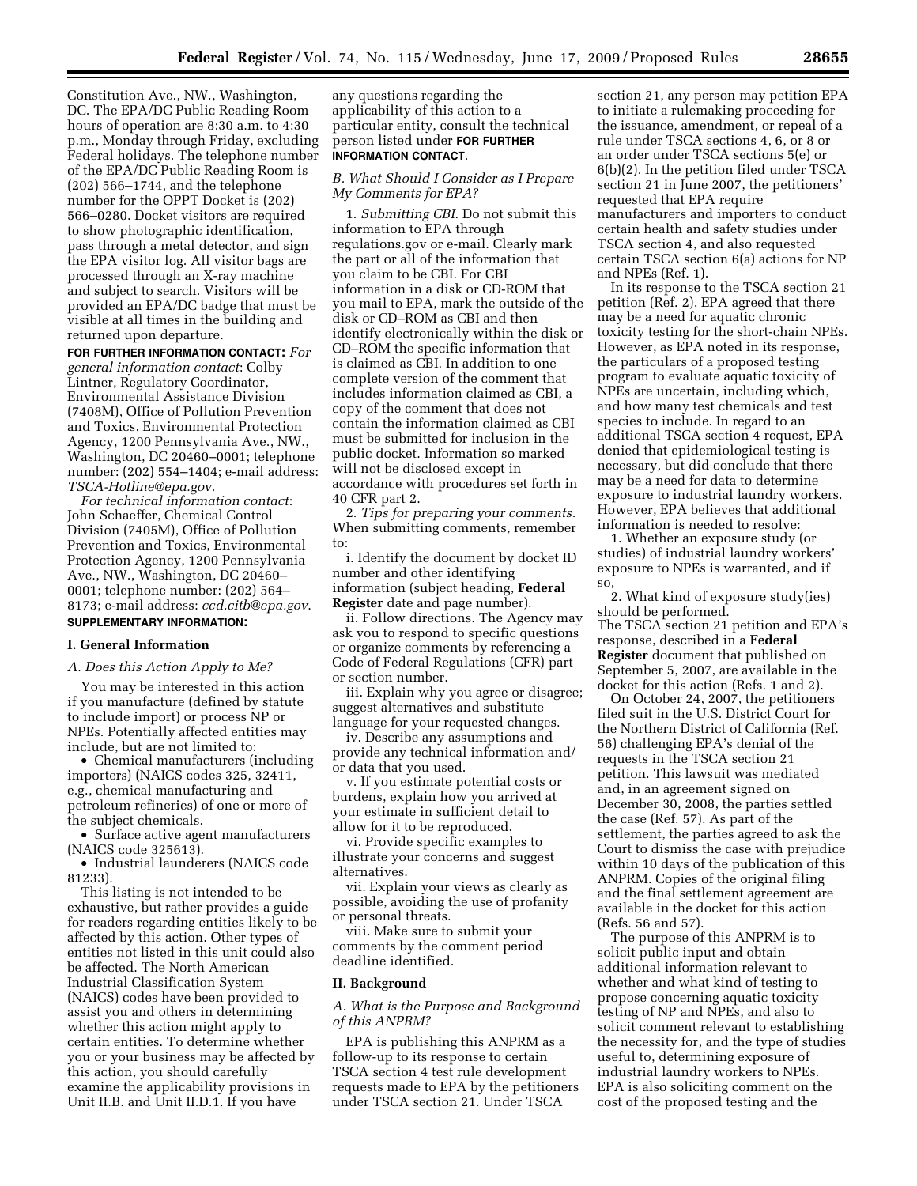Constitution Ave., NW., Washington, DC. The EPA/DC Public Reading Room hours of operation are 8:30 a.m. to 4:30 p.m., Monday through Friday, excluding Federal holidays. The telephone number of the EPA/DC Public Reading Room is (202) 566–1744, and the telephone number for the OPPT Docket is (202) 566–0280. Docket visitors are required to show photographic identification, pass through a metal detector, and sign the EPA visitor log. All visitor bags are processed through an X-ray machine and subject to search. Visitors will be provided an EPA/DC badge that must be visible at all times in the building and returned upon departure.

**FOR FURTHER INFORMATION CONTACT:** *For general information contact*: Colby Lintner, Regulatory Coordinator, Environmental Assistance Division (7408M), Office of Pollution Prevention and Toxics, Environmental Protection Agency, 1200 Pennsylvania Ave., NW., Washington, DC 20460–0001; telephone number: (202) 554–1404; e-mail address: *TSCA-Hotline@epa.gov*.

*For technical information contact*: John Schaeffer, Chemical Control Division (7405M), Office of Pollution Prevention and Toxics, Environmental Protection Agency, 1200 Pennsylvania Ave., NW., Washington, DC 20460–0001; telephone number: (202) 564–8173; e-mail address: *ccd.citb@epa.gov*.

**SUPPLEMENTARY INFORMATION:**

## I. General Information

### A. Does this Action Apply to Me?

You may be interested in this action if you manufacture (defined by statute to include import) or process NP or NPEs. Potentially affected entities may include, but are not limited to:

- Chemical manufacturers (including importers) (NAICS codes 325, 32411, e.g., chemical manufacturing and petroleum refineries) of one or more of the subject chemicals.
- Surface active agent manufacturers (NAICS code 325613).
- Industrial launderers (NAICS code 81233).

This listing is not intended to be exhaustive, but rather provides a guide for readers regarding entities likely to be affected by this action. Other types of entities not listed in this unit could also be affected. The North American Industrial Classification System (NAICS) codes have been provided to assist you and others in determining whether this action might apply to certain entities. To determine whether you or your business may be affected by this action, you should carefully examine the applicability provisions in Unit II.B. and Unit II.D.1. If you have any questions regarding the applicability of this action to a particular entity, consult the technical person listed under **FOR FURTHER INFORMATION CONTACT**.

### B. What Should I Consider as I Prepare My Comments for EPA?

1. *Submitting CBI*. Do not submit this information to EPA through regulations.gov or e-mail. Clearly mark the part or all of the information that you claim to be CBI. For CBI information in a disk or CD-ROM that you mail to EPA, mark the outside of the disk or CD–ROM as CBI and then identify electronically within the disk or CD–ROM the specific information that is claimed as CBI. In addition to one complete version of the comment that includes information claimed as CBI, a copy of the comment that does not contain the information claimed as CBI must be submitted for inclusion in the public docket. Information so marked will not be disclosed except in accordance with procedures set forth in 40 CFR part 2.

2. *Tips for preparing your comments*. When submitting comments, remember to:

i. Identify the document by docket ID number and other identifying information (subject heading, **Federal Register** date and page number).

ii. Follow directions. The Agency may ask you to respond to specific questions or organize comments by referencing a Code of Federal Regulations (CFR) part or section number.

iii. Explain why you agree or disagree; suggest alternatives and substitute language for your requested changes.

iv. Describe any assumptions and provide any technical information and/or data that you used.

v. If you estimate potential costs or burdens, explain how you arrived at your estimate in sufficient detail to allow for it to be reproduced.

vi. Provide specific examples to illustrate your concerns and suggest alternatives.

vii. Explain your views as clearly as possible, avoiding the use of profanity or personal threats.

viii. Make sure to submit your comments by the comment period deadline identified.

## II. Background

### A. What is the Purpose and Background of this ANPRM?

EPA is publishing this ANPRM as a follow-up to its response to certain TSCA section 4 test rule development requests made to EPA by the petitioners under TSCA section 21. Under TSCA section 21, any person may petition EPA to initiate a rulemaking proceeding for the issuance, amendment, or repeal of a rule under TSCA sections 4, 6, or 8 or an order under TSCA sections 5(e) or 6(b)(2). In the petition filed under TSCA section 21 in June 2007, the petitioners' requested that EPA require manufacturers and importers to conduct certain health and safety studies under TSCA section 4, and also requested certain TSCA section 6(a) actions for NP and NPEs (Ref. 1).

In its response to the TSCA section 21 petition (Ref. 2), EPA agreed that there may be a need for aquatic chronic toxicity testing for the short-chain NPEs. However, as EPA noted in its response, the particulars of a proposed testing program to evaluate aquatic toxicity of NPEs are uncertain, including which, and how many test chemicals and test species to include. In regard to an additional TSCA section 4 request, EPA denied that epidemiological testing is necessary, but did conclude that there may be a need for data to determine exposure to industrial laundry workers. However, EPA believes that additional information is needed to resolve:

1. Whether an exposure study (or studies) of industrial laundry workers' exposure to NPEs is warranted, and if so,

2. What kind of exposure study(ies) should be performed.

The TSCA section 21 petition and EPA's response, described in a **Federal Register** document that published on September 5, 2007, are available in the docket for this action (Refs. 1 and 2).

On October 24, 2007, the petitioners filed suit in the U.S. District Court for the Northern District of California (Ref. 56) challenging EPA's denial of the requests in the TSCA section 21 petition. This lawsuit was mediated and, in an agreement signed on December 30, 2008, the parties settled the case (Ref. 57). As part of the settlement, the parties agreed to ask the Court to dismiss the case with prejudice within 10 days of the publication of this ANPRM. Copies of the original filing and the final settlement agreement are available in the docket for this action (Refs. 56 and 57).

The purpose of this ANPRM is to solicit public input and obtain additional information relevant to whether and what kind of testing to propose concerning aquatic toxicity testing of NP and NPEs, and also to solicit comment relevant to establishing the necessity for, and the type of studies useful to, determining exposure of industrial laundry workers to NPEs. EPA is also soliciting comment on the cost of the proposed testing and the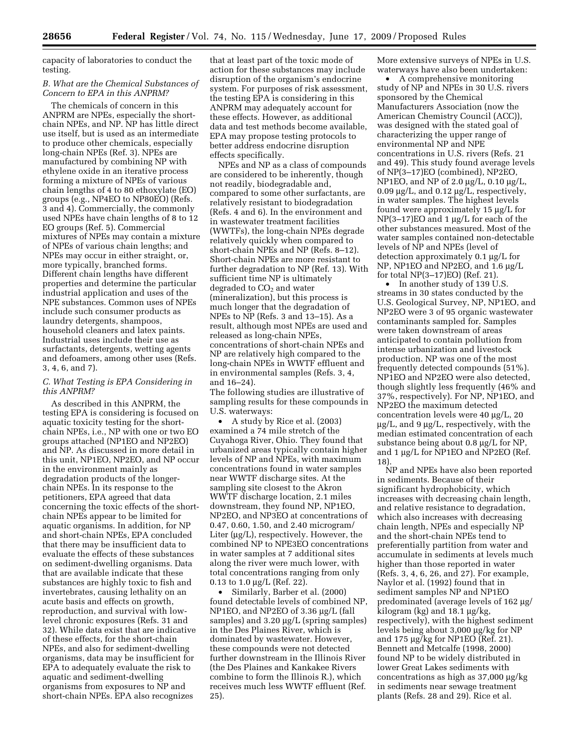capacity of laboratories to conduct the testing.

### B. What are the Chemical Substances of Concern to EPA in this ANPRM?

The chemicals of concern in this ANPRM are NPEs, especially the short-chain NPEs, and NP. NP has little direct use itself, but is used as an intermediate to produce other chemicals, especially long-chain NPEs (Ref. 3). NPEs are manufactured by combining NP with ethylene oxide in an iterative process forming a mixture of NPEs of various chain lengths of 4 to 80 ethoxylate (EO) groups (e.g., NP4EO to NP80EO) (Refs. 3 and 4). Commercially, the commonly used NPEs have chain lengths of 8 to 12 EO groups (Ref. 5). Commercial mixtures of NPEs may contain a mixture of NPEs of various chain lengths; and NPEs may occur in either straight, or, more typically, branched forms. Different chain lengths have different properties and determine the particular industrial application and uses of the NPE substances. Common uses of NPEs include such consumer products as laundry detergents, shampoos, household cleaners and latex paints. Industrial uses include their use as surfactants, detergents, wetting agents and defoamers, among other uses (Refs. 3, 4, 6, and 7).

### C. What Testing is EPA Considering in this ANPRM?

As described in this ANPRM, the testing EPA is considering is focused on aquatic toxicity testing for the short-chain NPEs, i.e., NP with one or two EO groups attached (NP1EO and NP2EO) and NP. As discussed in more detail in this unit, NP1EO, NP2EO, and NP occur in the environment mainly as degradation products of the longer-chain NPEs. In its response to the petitioners, EPA agreed that data concerning the toxic effects of the short-chain NPEs appear to be limited for aquatic organisms. In addition, for NP and short-chain NPEs, EPA concluded that there may be insufficient data to evaluate the effects of these substances on sediment-dwelling organisms. Data that are available indicate that these substances are highly toxic to fish and invertebrates, causing lethality on an acute basis and effects on growth, reproduction, and survival with low-level chronic exposures (Refs. 31 and 32). While data exist that are indicative of these effects, for the short-chain NPEs, and also for sediment-dwelling organisms, data may be insufficient for EPA to adequately evaluate the risk to aquatic and sediment-dwelling organisms from exposures to NP and short-chain NPEs. EPA also recognizes that at least part of the toxic mode of action for these substances may include disruption of the organism's endocrine system. For purposes of risk assessment, the testing EPA is considering in this ANPRM may adequately account for these effects. However, as additional data and test methods become available, EPA may propose testing protocols to better address endocrine disruption effects specifically.

NPEs and NP as a class of compounds are considered to be inherently, though not readily, biodegradable and, compared to some other surfactants, are relatively resistant to biodegradation (Refs. 4 and 6). In the environment and in wastewater treatment facilities (WWTFs), the long-chain NPEs degrade relatively quickly when compared to short-chain NPEs and NP (Refs. 8–12). Short-chain NPEs are more resistant to further degradation to NP (Ref. 13). With sufficient time NP is ultimately degraded to $CO_2$ and water (mineralization), but this process is much longer that the degradation of NPEs to NP (Refs. 3 and 13–15). As a result, although most NPEs are used and released as long-chain NPEs, concentrations of short-chain NPEs and NP are relatively high compared to the long-chain NPEs in WWTF effluent and in environmental samples (Refs. 3, 4, and 16–24).

The following studies are illustrative of sampling results for these compounds in U.S. waterways:

- A study by Rice et al. (2003) examined a 74 mile stretch of the Cuyahoga River, Ohio. They found that urbanized areas typically contain higher levels of NP and NPEs, with maximum concentrations found in water samples near WWTF discharge sites. At the sampling site closest to the Akron WWTF discharge location, 2.1 miles downstream, they found NP, NP1EO, NP2EO, and NP3EO at concentrations of 0.47, 0.60, 1.50, and 2.40 microgram/Liter (µg/L), respectively. However, the combined NP to NPE3EO concentrations in water samples at 7 additional sites along the river were much lower, with total concentrations ranging from only 0.13 to 1.0 µg/L (Ref. 22).
- Similarly, Barber et al. (2000) found detectable levels of combined NP, NP1EO, and NP2EO of 3.36 µg/L (fall samples) and 3.20 µg/L (spring samples) in the Des Plaines River, which is dominated by wastewater. However, these compounds were not detected further downstream in the Illinois River (the Des Plaines and Kankakee Rivers combine to form the Illinois R.), which receives much less WWTF effluent (Ref. 25).

More extensive surveys of NPEs in U.S. waterways have also been undertaken:

- A comprehensive monitoring study of NP and NPEs in 30 U.S. rivers sponsored by the Chemical Manufacturers Association (now the American Chemistry Council (ACC)), was designed with the stated goal of characterizing the upper range of environmental NP and NPE concentrations in U.S. rivers (Refs. 21 and 49). This study found average levels of NP(3–17)EO (combined), NP2EO, NP1EO, and NP of 2.0 µg/L, 0.10 µg/L, 0.09 µg/L, and 0.12 µg/L, respectively, in water samples. The highest levels found were approximately 15 µg/L for NP(3–17)EO and 1 µg/L for each of the other substances measured. Most of the water samples contained non-detectable levels of NP and NPEs (level of detection approximately 0.1 µg/L for NP, NP1EO and NP2EO, and 1.6 µg/L for total NP(3–17)EO) (Ref. 21).
- In another study of 139 U.S. streams in 30 states conducted by the U.S. Geological Survey, NP, NP1EO, and NP2EO were 3 of 95 organic wastewater contaminants sampled for. Samples were taken downstream of areas anticipated to contain pollution from intense urbanization and livestock production. NP was one of the most frequently detected compounds (51%). NP1EO and NP2EO were also detected, though slightly less frequently (46% and 37%, respectively). For NP, NP1EO, and NP2EO the maximum detected concentration levels were 40 µg/L, 20 µg/L, and 9 µg/L, respectively, with the median estimated concentration of each substance being about 0.8 µg/L for NP, and 1 µg/L for NP1EO and NP2EO (Ref. 18).

NP and NPEs have also been reported in sediments. Because of their significant hydrophobicity, which increases with decreasing chain length, and relative resistance to degradation, which also increases with decreasing chain length, NPEs and especially NP and the short-chain NPEs tend to preferentially partition from water and accumulate in sediments at levels much higher than those reported in water (Refs. 3, 4, 6, 26, and 27). For example, Naylor et al. (1992) found that in sediment samples NP and NP1EO predominated (average levels of 162 µg/kilogram (kg) and 18.1 µg/kg, respectively), with the highest sediment levels being about 3,000 µg/kg for NP and 175 µg/kg for NP1EO (Ref. 21). Bennett and Metcalfe (1998, 2000) found NP to be widely distributed in lower Great Lakes sediments with concentrations as high as 37,000 µg/kg in sediments near sewage treatment plants (Refs. 28 and 29). Rice et al.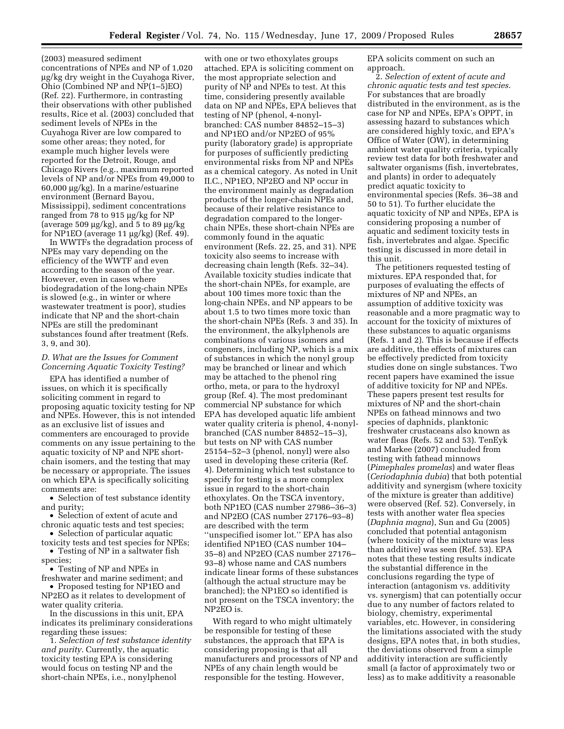(2003) measured sediment concentrations of NPEs and NP of 1,020 µg/kg dry weight in the Cuyahoga River, Ohio (Combined NP and NP(1–5)EO) (Ref. 22). Furthermore, in contrasting their observations with other published results, Rice et al. (2003) concluded that sediment levels of NPEs in the Cuyahoga River are low compared to some other areas; they noted, for example much higher levels were reported for the Detroit, Rouge, and Chicago Rivers (e.g., maximum reported levels of NP and/or NPEs from 49,000 to 60,000 µg/kg). In a marine/estuarine environment (Bernard Bayou, Mississippi), sediment concentrations ranged from 78 to 915 µg/kg for NP (average 509 µg/kg), and 5 to 89 µg/kg for NP1EO (average 11 µg/kg) (Ref. 49).

In WWTFs the degradation process of NPEs may vary depending on the efficiency of the WWTF and even according to the season of the year. However, even in cases where biodegradation of the long-chain NPEs is slowed (e.g., in winter or where wastewater treatment is poor), studies indicate that NP and the short-chain NPEs are still the predominant substances found after treatment (Refs. 3, 9, and 30).

### *D. What are the Issues for Comment Concerning Aquatic Toxicity Testing?*

EPA has identified a number of issues, on which it is specifically soliciting comment in regard to proposing aquatic toxicity testing for NP and NPEs. However, this is not intended as an exclusive list of issues and commenters are encouraged to provide comments on any issue pertaining to the aquatic toxicity of NP and NPE short-chain isomers, and the testing that may be necessary or appropriate. The issues on which EPA is specifically soliciting comments are:

- Selection of test substance identity and purity;
- Selection of extent of acute and chronic aquatic tests and test species;
- Selection of particular aquatic toxicity tests and test species for NPEs;
- Testing of NP in a saltwater fish species;
- Testing of NP and NPEs in freshwater and marine sediment; and
- Proposed testing for NP1EO and NP2EO as it relates to development of water quality criteria.

In the discussions in this unit, EPA indicates its preliminary considerations regarding these issues:

1. *Selection of test substance identity and purity.* Currently, the aquatic toxicity testing EPA is considering would focus on testing NP and the short-chain NPEs, i.e., nonylphenol with one or two ethoxylates groups attached. EPA is soliciting comment on the most appropriate selection and purity of NP and NPEs to test. At this time, considering presently available data on NP and NPEs, EPA believes that testing of NP (phenol, 4-nonyl-branched: CAS number 84852–15–3) and NP1EO and/or NP2EO of 95% purity (laboratory grade) is appropriate for purposes of sufficiently predicting environmental risks from NP and NPEs as a chemical category. As noted in Unit II.C., NP1EO, NP2EO and NP occur in the environment mainly as degradation products of the longer-chain NPEs and, because of their relative resistance to degradation compared to the longer-chain NPEs, these short-chain NPEs are commonly found in the aquatic environment (Refs. 22, 25, and 31). NPE toxicity also seems to increase with decreasing chain length (Refs. 32–34). Available toxicity studies indicate that the short-chain NPEs, for example, are about 100 times more toxic than the long-chain NPEs, and NP appears to be about 1.5 to two times more toxic than the short-chain NPEs (Refs. 3 and 35). In the environment, the alkylphenols are combinations of various isomers and congeners, including NP, which is a mix of substances in which the nonyl group may be branched or linear and which may be attached to the phenol ring ortho, meta, or para to the hydroxyl group (Ref. 4). The most predominant commercial NP substance for which EPA has developed aquatic life ambient water quality criteria is phenol, 4-nonyl-branched (CAS number 84852–15–3), but tests on NP with CAS number 25154–52–3 (phenol, nonyl) were also used in developing these criteria (Ref. 4). Determining which test substance to specify for testing is a more complex issue in regard to the short-chain ethoxylates. On the TSCA inventory, both NP1EO (CAS number 27986–36–3) and NP2EO (CAS number 27176–93–8) are described with the term ''unspecified isomer lot.'' EPA has also identified NP1EO (CAS number 104–35–8) and NP2EO (CAS number 27176–93–8) whose name and CAS numbers indicate linear forms of these substances (although the actual structure may be branched); the NP1EO so identified is not present on the TSCA inventory; the NP2EO is.

With regard to who might ultimately be responsible for testing of these substances, the approach that EPA is considering proposing is that all manufacturers and processors of NP and NPEs of any chain length would be responsible for the testing. However, EPA solicits comment on such an approach.

2. *Selection of extent of acute and chronic aquatic tests and test species.* For substances that are broadly distributed in the environment, as is the case for NP and NPEs, EPA's OPPT, in assessing hazard to substances which are considered highly toxic, and EPA's Office of Water (OW), in determining ambient water quality criteria, typically review test data for both freshwater and saltwater organisms (fish, invertebrates, and plants) in order to adequately predict aquatic toxicity to environmental species (Refs. 36–38 and 50 to 51). To further elucidate the aquatic toxicity of NP and NPEs, EPA is considering proposing a number of aquatic and sediment toxicity tests in fish, invertebrates and algae. Specific testing is discussed in more detail in this unit.

The petitioners requested testing of mixtures. EPA responded that, for purposes of evaluating the effects of mixtures of NP and NPEs, an assumption of additive toxicity was reasonable and a more pragmatic way to account for the toxicity of mixtures of these substances to aquatic organisms (Refs. 1 and 2). This is because if effects are additive, the effects of mixtures can be effectively predicted from toxicity studies done on single substances. Two recent papers have examined the issue of additive toxicity for NP and NPEs. These papers present test results for mixtures of NP and the short-chain NPEs on fathead minnows and two species of daphnids, planktonic freshwater crustaceans also known as water fleas (Refs. 52 and 53). TenEyk and Markee (2007) concluded from testing with fathead minnows (*Pimephales promelas*) and water fleas (*Ceriodaphnia dubia*) that both potential additivity and synergism (where toxicity of the mixture is greater than additive) were observed (Ref. 52). Conversely, in tests with another water flea species (*Daphnia magna*), Sun and Gu (2005) concluded that potential antagonism (where toxicity of the mixture was less than additive) was seen (Ref. 53). EPA notes that these testing results indicate the substantial difference in the conclusions regarding the type of interaction (antagonism vs. additivity vs. synergism) that can potentially occur due to any number of factors related to biology, chemistry, experimental variables, etc. However, in considering the limitations associated with the study designs, EPA notes that, in both studies, the deviations observed from a simple additivity interaction are sufficiently small (a factor of approximately two or less) as to make additivity a reasonable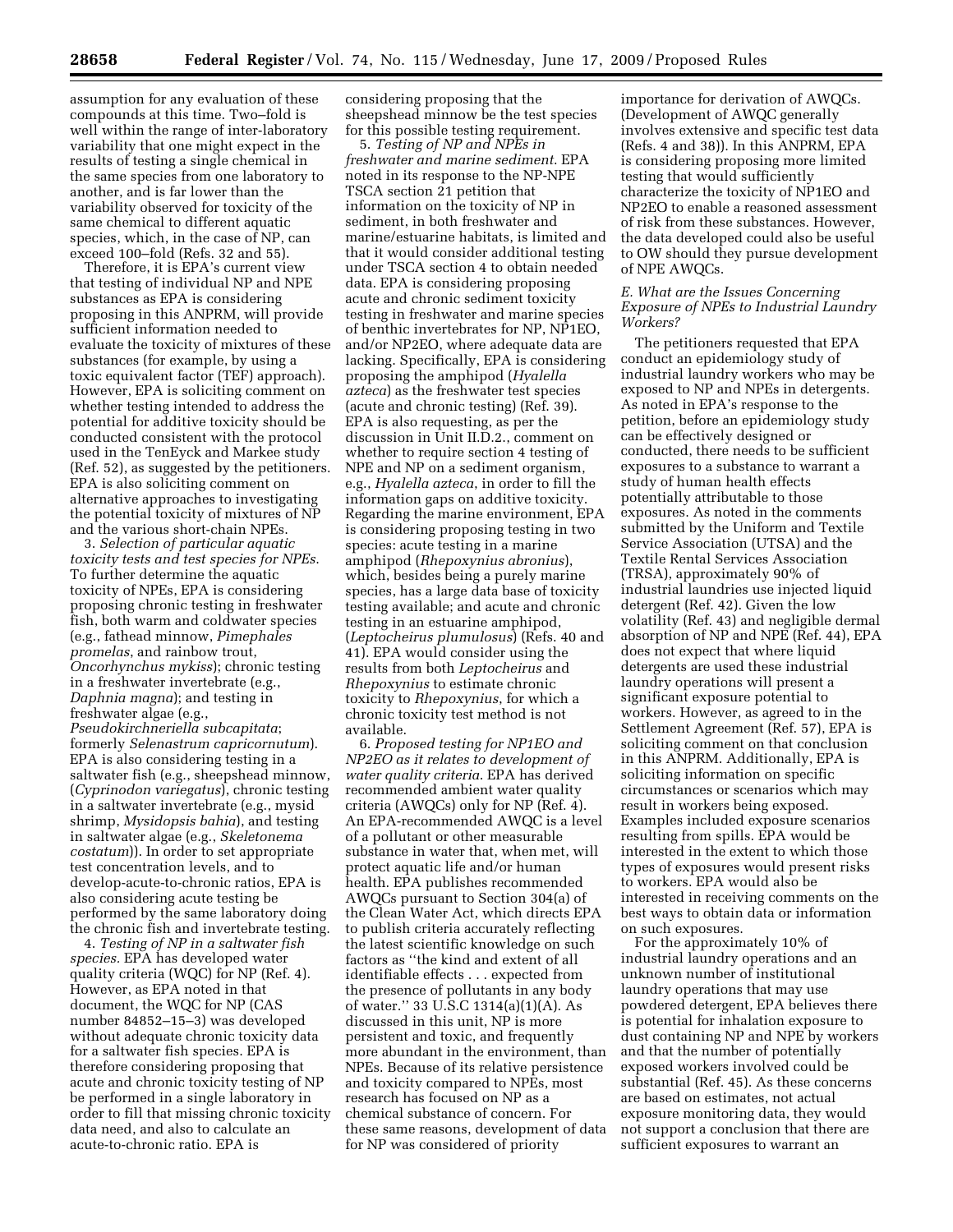assumption for any evaluation of these compounds at this time. Two–fold is well within the range of inter-laboratory variability that one might expect in the results of testing a single chemical in the same species from one laboratory to another, and is far lower than the variability observed for toxicity of the same chemical to different aquatic species, which, in the case of NP, can exceed 100–fold (Refs. 32 and 55).

Therefore, it is EPA's current view that testing of individual NP and NPE substances as EPA is considering proposing in this ANPRM, will provide sufficient information needed to evaluate the toxicity of mixtures of these substances (for example, by using a toxic equivalent factor (TEF) approach). However, EPA is soliciting comment on whether testing intended to address the potential for additive toxicity should be conducted consistent with the protocol used in the TenEyck and Markee study (Ref. 52), as suggested by the petitioners. EPA is also soliciting comment on alternative approaches to investigating the potential toxicity of mixtures of NP and the various short-chain NPEs.

3. *Selection of particular aquatic toxicity tests and test species for NPEs.* To further determine the aquatic toxicity of NPEs, EPA is considering proposing chronic testing in freshwater fish, both warm and coldwater species (e.g., fathead minnow, *Pimephales promelas*, and rainbow trout, *Oncorhynchus mykiss*); chronic testing in a freshwater invertebrate (e.g., *Daphnia magna*); and testing in freshwater algae (e.g., *Pseudokirchneriella subcapitata*; formerly *Selenastrum capricornutum*). EPA is also considering testing in a saltwater fish (e.g., sheepshead minnow, (*Cyprinodon variegatus*), chronic testing in a saltwater invertebrate (e.g., mysid shrimp, *Mysidopsis bahia*), and testing in saltwater algae (e.g., *Skeletonema costatum*)). In order to set appropriate test concentration levels, and to develop-acute-to-chronic ratios, EPA is also considering acute testing be performed by the same laboratory doing the chronic fish and invertebrate testing.

4. *Testing of NP in a saltwater fish species.* EPA has developed water quality criteria (WQC) for NP (Ref. 4). However, as EPA noted in that document, the WQC for NP (CAS number 84852–15–3) was developed without adequate chronic toxicity data for a saltwater fish species. EPA is therefore considering proposing that acute and chronic toxicity testing of NP be performed in a single laboratory in order to fill that missing chronic toxicity data need, and also to calculate an acute-to-chronic ratio. EPA is considering proposing that the sheepshead minnow be the test species for this possible testing requirement.

5. *Testing of NP and NPEs in freshwater and marine sediment.* EPA noted in its response to the NP-NPE TSCA section 21 petition that information on the toxicity of NP in sediment, in both freshwater and marine/estuarine habitats, is limited and that it would consider additional testing under TSCA section 4 to obtain needed data. EPA is considering proposing acute and chronic sediment toxicity testing in freshwater and marine species of benthic invertebrates for NP, NP1EO, and/or NP2EO, where adequate data are lacking. Specifically, EPA is considering proposing the amphipod (*Hyalella azteca*) as the freshwater test species (acute and chronic testing) (Ref. 39). EPA is also requesting, as per the discussion in Unit II.D.2., comment on whether to require section 4 testing of NPE and NP on a sediment organism, e.g., *Hyalella azteca*, in order to fill the information gaps on additive toxicity. Regarding the marine environment, EPA is considering proposing testing in two species: acute testing in a marine amphipod (*Rhepoxynius abronius*), which, besides being a purely marine species, has a large data base of toxicity testing available; and acute and chronic testing in an estuarine amphipod, (*Leptocheirus plumulosus*) (Refs. 40 and 41). EPA would consider using the results from both *Leptocheirus* and *Rhepoxynius* to estimate chronic toxicity to *Rhepoxynius*, for which a chronic toxicity test method is not available.

6. *Proposed testing for NP1EO and NP2EO as it relates to development of water quality criteria.* EPA has derived recommended ambient water quality criteria (AWQCs) only for NP (Ref. 4). An EPA-recommended AWQC is a level of a pollutant or other measurable substance in water that, when met, will protect aquatic life and/or human health. EPA publishes recommended AWQCs pursuant to Section 304(a) of the Clean Water Act, which directs EPA to publish criteria accurately reflecting the latest scientific knowledge on such factors as ''the kind and extent of all identifiable effects . . . expected from the presence of pollutants in any body of water.'' 33 U.S.C 1314(a)(1)(A). As discussed in this unit, NP is more persistent and toxic, and frequently more abundant in the environment, than NPEs. Because of its relative persistence and toxicity compared to NPEs, most research has focused on NP as a chemical substance of concern. For these same reasons, development of data for NP was considered of priority importance for derivation of AWQCs. (Development of AWQC generally involves extensive and specific test data (Refs. 4 and 38)). In this ANPRM, EPA is considering proposing more limited testing that would sufficiently characterize the toxicity of NP1EO and NP2EO to enable a reasoned assessment of risk from these substances. However, the data developed could also be useful to OW should they pursue development of NPE AWQCs.

### *E. What are the Issues Concerning Exposure of NPEs to Industrial Laundry Workers?*

The petitioners requested that EPA conduct an epidemiology study of industrial laundry workers who may be exposed to NP and NPEs in detergents. As noted in EPA's response to the petition, before an epidemiology study can be effectively designed or conducted, there needs to be sufficient exposures to a substance to warrant a study of human health effects potentially attributable to those exposures. As noted in the comments submitted by the Uniform and Textile Service Association (UTSA) and the Textile Rental Services Association (TRSA), approximately 90% of industrial laundries use injected liquid detergent (Ref. 42). Given the low volatility (Ref. 43) and negligible dermal absorption of NP and NPE (Ref. 44), EPA does not expect that where liquid detergents are used these industrial laundry operations will present a significant exposure potential to workers. However, as agreed to in the Settlement Agreement (Ref. 57), EPA is soliciting comment on that conclusion in this ANPRM. Additionally, EPA is soliciting information on specific circumstances or scenarios which may result in workers being exposed. Examples included exposure scenarios resulting from spills. EPA would be interested in the extent to which those types of exposures would present risks to workers. EPA would also be interested in receiving comments on the best ways to obtain data or information on such exposures.

For the approximately 10% of industrial laundry operations and an unknown number of institutional laundry operations that may use powdered detergent, EPA believes there is potential for inhalation exposure to dust containing NP and NPE by workers and that the number of potentially exposed workers involved could be substantial (Ref. 45). As these concerns are based on estimates, not actual exposure monitoring data, they would not support a conclusion that there are sufficient exposures to warrant an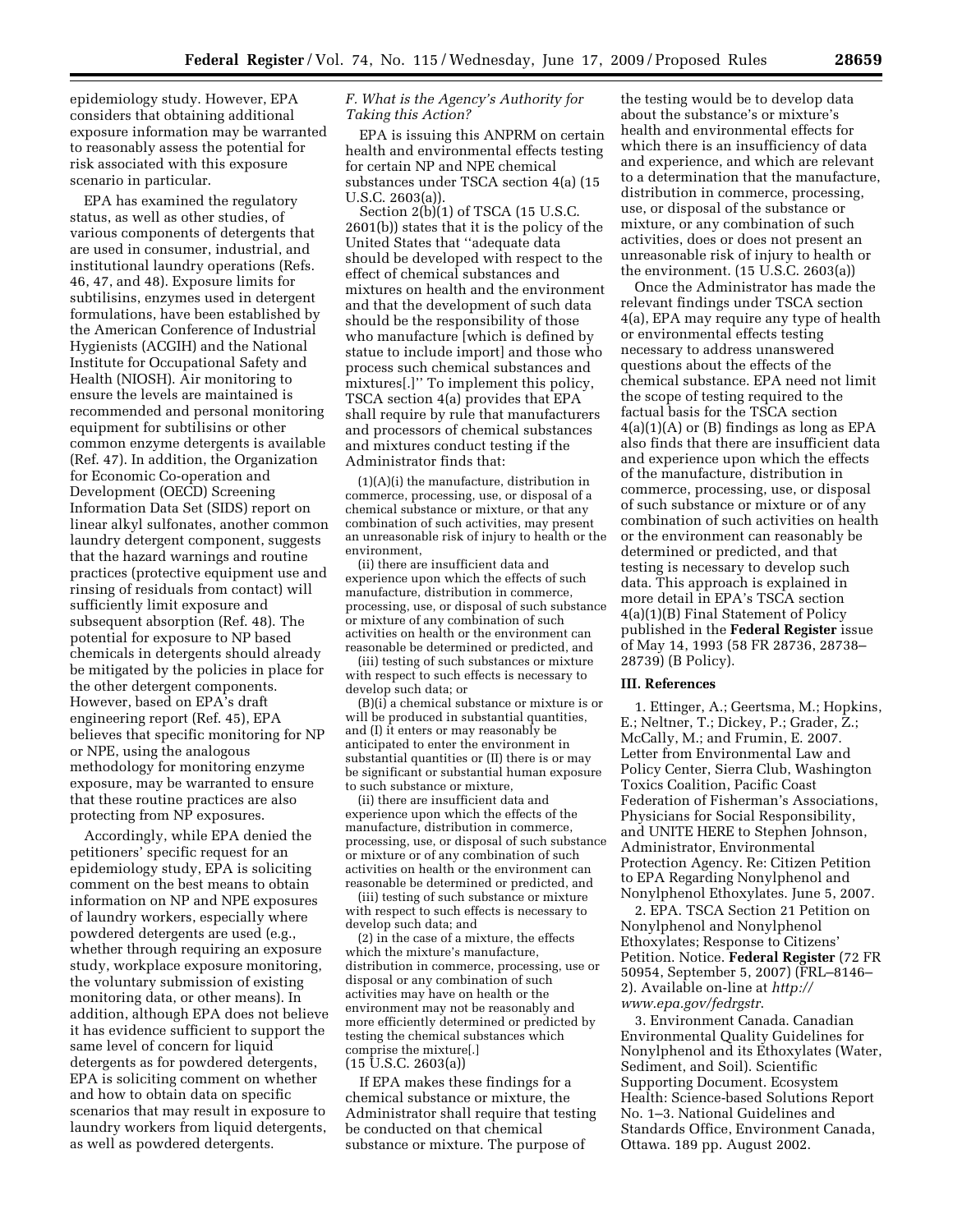epidemiology study. However, EPA considers that obtaining additional exposure information may be warranted to reasonably assess the potential for risk associated with this exposure scenario in particular.

EPA has examined the regulatory status, as well as other studies, of various components of detergents that are used in consumer, industrial, and institutional laundry operations (Refs. 46, 47, and 48). Exposure limits for subtilisins, enzymes used in detergent formulations, have been established by the American Conference of Industrial Hygienists (ACGIH) and the National Institute for Occupational Safety and Health (NIOSH). Air monitoring to ensure the levels are maintained is recommended and personal monitoring equipment for subtilisins or other common enzyme detergents is available (Ref. 47). In addition, the Organization for Economic Co-operation and Development (OECD) Screening Information Data Set (SIDS) report on linear alkyl sulfonates, another common laundry detergent component, suggests that the hazard warnings and routine practices (protective equipment use and rinsing of residuals from contact) will sufficiently limit exposure and subsequent absorption (Ref. 48). The potential for exposure to NP based chemicals in detergents should already be mitigated by the policies in place for the other detergent components. However, based on EPA's draft engineering report (Ref. 45), EPA believes that specific monitoring for NP or NPE, using the analogous methodology for monitoring enzyme exposure, may be warranted to ensure that these routine practices are also protecting from NP exposures.

Accordingly, while EPA denied the petitioners' specific request for an epidemiology study, EPA is soliciting comment on the best means to obtain information on NP and NPE exposures of laundry workers, especially where powdered detergents are used (e.g., whether through requiring an exposure study, workplace exposure monitoring, the voluntary submission of existing monitoring data, or other means). In addition, although EPA does not believe it has evidence sufficient to support the same level of concern for liquid detergents as for powdered detergents, EPA is soliciting comment on whether and how to obtain data on specific scenarios that may result in exposure to laundry workers from liquid detergents, as well as powdered detergents.

### *F. What is the Agency's Authority for Taking this Action?*

EPA is issuing this ANPRM on certain health and environmental effects testing for certain NP and NPE chemical substances under TSCA section 4(a) (15 U.S.C. 2603(a)).

Section 2(b)(1) of TSCA (15 U.S.C. 2601(b)) states that it is the policy of the United States that ''adequate data should be developed with respect to the effect of chemical substances and mixtures on health and the environment and that the development of such data should be the responsibility of those who manufacture [which is defined by statue to include import] and those who process such chemical substances and mixtures[.]'' To implement this policy, TSCA section 4(a) provides that EPA shall require by rule that manufacturers and processors of chemical substances and mixtures conduct testing if the Administrator finds that:

(1)(A)(i) the manufacture, distribution in commerce, processing, use, or disposal of a chemical substance or mixture, or that any combination of such activities, may present an unreasonable risk of injury to health or the environment,

(ii) there are insufficient data and experience upon which the effects of such manufacture, distribution in commerce, processing, use, or disposal of such substance or mixture of any combination of such activities on health or the environment can reasonable be determined or predicted, and

(iii) testing of such substances or mixture with respect to such effects is necessary to develop such data; or

(B)(i) a chemical substance or mixture is or will be produced in substantial quantities, and (I) it enters or may reasonably be anticipated to enter the environment in substantial quantities or (II) there is or may be significant or substantial human exposure to such substance or mixture,

(ii) there are insufficient data and experience upon which the effects of the manufacture, distribution in commerce, processing, use, or disposal of such substance or mixture or of any combination of such activities on health or the environment can reasonable be determined or predicted, and

(iii) testing of such substance or mixture with respect to such effects is necessary to develop such data; and

(2) in the case of a mixture, the effects which the mixture's manufacture, distribution in commerce, processing, use or disposal or any combination of such activities may have on health or the environment may not be reasonably and more efficiently determined or predicted by testing the chemical substances which comprise the mixture[.]
(15 U.S.C. 2603(a))

If EPA makes these findings for a chemical substance or mixture, the Administrator shall require that testing be conducted on that chemical substance or mixture. The purpose of the testing would be to develop data about the substance's or mixture's health and environmental effects for which there is an insufficiency of data and experience, and which are relevant to a determination that the manufacture, distribution in commerce, processing, use, or disposal of the substance or mixture, or any combination of such activities, does or does not present an unreasonable risk of injury to health or the environment. (15 U.S.C. 2603(a))

Once the Administrator has made the relevant findings under TSCA section 4(a), EPA may require any type of health or environmental effects testing necessary to address unanswered questions about the effects of the chemical substance. EPA need not limit the scope of testing required to the factual basis for the TSCA section 4(a)(1)(A) or (B) findings as long as EPA also finds that there are insufficient data and experience upon which the effects of the manufacture, distribution in commerce, processing, use, or disposal of such substance or mixture or of any combination of such activities on health or the environment can reasonably be determined or predicted, and that testing is necessary to develop such data. This approach is explained in more detail in EPA's TSCA section 4(a)(1)(B) Final Statement of Policy published in the **Federal Register** issue of May 14, 1993 (58 FR 28736, 28738–28739) (B Policy).

## III. References

1. Ettinger, A.; Geertsma, M.; Hopkins, E.; Neltner, T.; Dickey, P.; Grader, Z.; McCally, M.; and Frumin, E. 2007. Letter from Environmental Law and Policy Center, Sierra Club, Washington Toxics Coalition, Pacific Coast Federation of Fisherman's Associations, Physicians for Social Responsibility, and UNITE HERE to Stephen Johnson, Administrator, Environmental Protection Agency. Re: Citizen Petition to EPA Regarding Nonylphenol and Nonylphenol Ethoxylates. June 5, 2007.

2. EPA. TSCA Section 21 Petition on Nonylphenol and Nonylphenol Ethoxylates; Response to Citizens' Petition. Notice. **Federal Register** (72 FR 50954, September 5, 2007) (FRL–8146–2). Available on-line at *http://www.epa.gov/fedrgstr*.

3. Environment Canada. Canadian Environmental Quality Guidelines for Nonylphenol and its Ethoxylates (Water, Sediment, and Soil). Scientific Supporting Document. Ecosystem Health: Science-based Solutions Report No. 1–3. National Guidelines and Standards Office, Environment Canada, Ottawa. 189 pp. August 2002.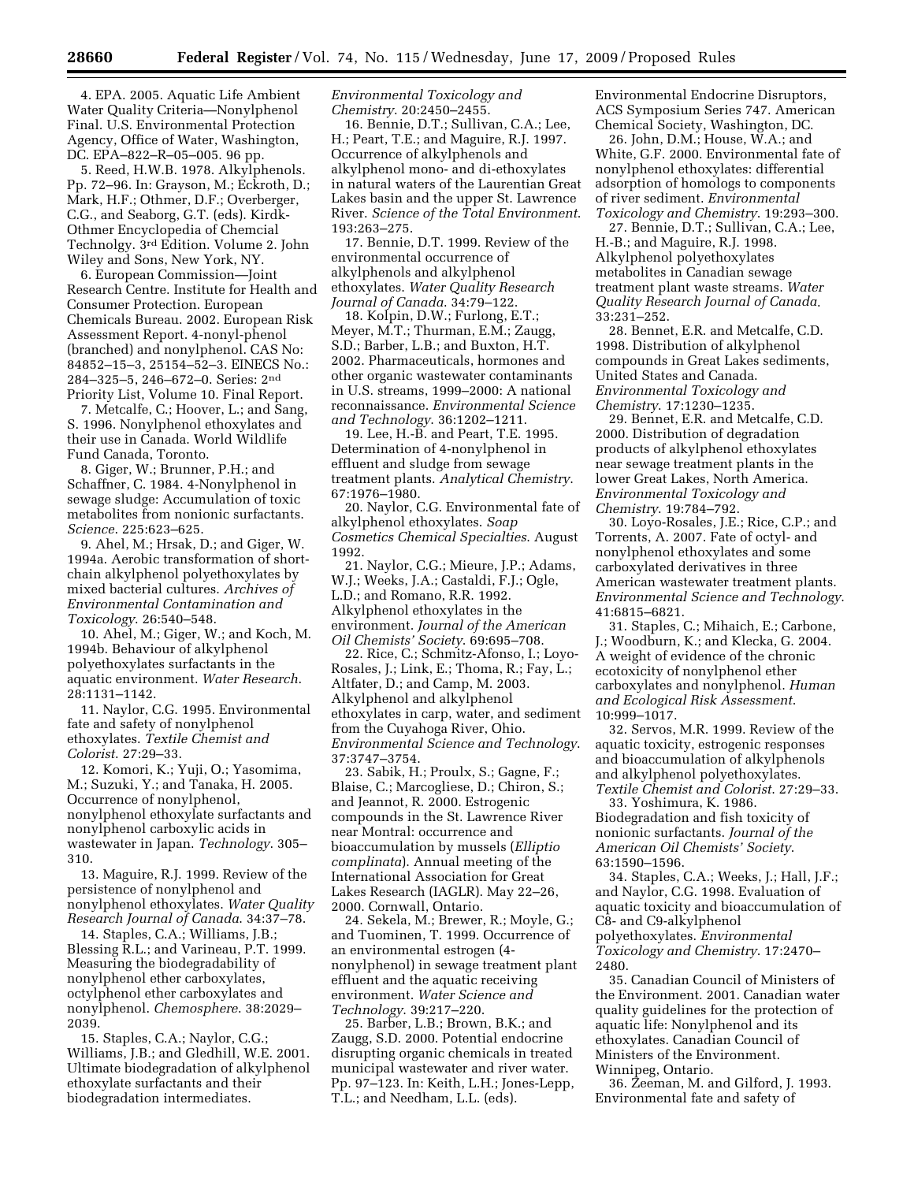4. EPA. 2005. Aquatic Life Ambient Water Quality Criteria—Nonylphenol Final. U.S. Environmental Protection Agency, Office of Water, Washington, DC. EPA–822–R–05–005. 96 pp.

5. Reed, H.W.B. 1978. Alkylphenols. Pp. 72–96. In: Grayson, M.; Eckroth, D.; Mark, H.F.; Othmer, D.F.; Overberger, C.G., and Seaborg, G.T. (eds). Kirdk-Othmer Encyclopedia of Chemcial Technolgy. 3rd Edition. Volume 2. John Wiley and Sons, New York, NY.

6. European Commission—Joint Research Centre. Institute for Health and Consumer Protection. European Chemicals Bureau. 2002. European Risk Assessment Report. 4-nonyl-phenol (branched) and nonylphenol. CAS No: 84852–15–3, 25154–52–3. EINECS No.: 284–325–5, 246–672–0. Series: 2nd Priority List, Volume 10. Final Report.

7. Metcalfe, C.; Hoover, L.; and Sang, S. 1996. Nonylphenol ethoxylates and their use in Canada. World Wildlife Fund Canada, Toronto.

8. Giger, W.; Brunner, P.H.; and Schaffner, C. 1984. 4-Nonylphenol in sewage sludge: Accumulation of toxic metabolites from nonionic surfactants. *Science*. 225:623–625.

9. Ahel, M.; Hrsak, D.; and Giger, W. 1994a. Aerobic transformation of short-chain alkylphenol polyethoxylates by mixed bacterial cultures. *Archives of Environmental Contamination and Toxicology*. 26:540–548.

10. Ahel, M.; Giger, W.; and Koch, M. 1994b. Behaviour of alkylphenol polyethoxylates surfactants in the aquatic environment. *Water Research*. 28:1131–1142.

11. Naylor, C.G. 1995. Environmental fate and safety of nonylphenol ethoxylates. *Textile Chemist and Colorist*. 27:29–33.

12. Komori, K.; Yuji, O.; Yasomima, M.; Suzuki, Y.; and Tanaka, H. 2005. Occurrence of nonylphenol, nonylphenol ethoxylate surfactants and nonylphenol carboxylic acids in wastewater in Japan. *Technology*. 305–310.

13. Maguire, R.J. 1999. Review of the persistence of nonylphenol and nonylphenol ethoxylates. *Water Quality Research Journal of Canada*. 34:37–78.

14. Staples, C.A.; Williams, J.B.; Blessing R.L.; and Varineau, P.T. 1999. Measuring the biodegradability of nonylphenol ether carboxylates, octylphenol ether carboxylates and nonylphenol. *Chemosphere*. 38:2029–2039.

15. Staples, C.A.; Naylor, C.G.; Williams, J.B.; and Gledhill, W.E. 2001. Ultimate biodegradation of alkylphenol ethoxylate surfactants and their biodegradation intermediates. *Environmental Toxicology and Chemistry*. 20:2450–2455.

16. Bennie, D.T.; Sullivan, C.A.; Lee, H.; Peart, T.E.; and Maguire, R.J. 1997. Occurrence of alkylphenols and alkylphenol mono- and di-ethoxylates in natural waters of the Laurentian Great Lakes basin and the upper St. Lawrence River. *Science of the Total Environment*. 193:263–275.

17. Bennie, D.T. 1999. Review of the environmental occurrence of alkylphenols and alkylphenol ethoxylates. *Water Quality Research Journal of Canada*. 34:79–122.

18. Kolpin, D.W.; Furlong, E.T.; Meyer, M.T.; Thurman, E.M.; Zaugg, S.D.; Barber, L.B.; and Buxton, H.T. 2002. Pharmaceuticals, hormones and other organic wastewater contaminants in U.S. streams, 1999–2000: A national reconnaissance. *Environmental Science and Technology*. 36:1202–1211.

19. Lee, H.-B. and Peart, T.E. 1995. Determination of 4-nonylphenol in effluent and sludge from sewage treatment plants. *Analytical Chemistry*. 67:1976–1980.

20. Naylor, C.G. Environmental fate of alkylphenol ethoxylates. *Soap Cosmetics Chemical Specialties*. August 1992.

21. Naylor, C.G.; Mieure, J.P.; Adams, W.J.; Weeks, J.A.; Castaldi, F.J.; Ogle, L.D.; and Romano, R.R. 1992. Alkylphenol ethoxylates in the environment. *Journal of the American Oil Chemists' Society*. 69:695–708.

22. Rice, C.; Schmitz-Afonso, I.; Loyo-Rosales, J.; Link, E.; Thoma, R.; Fay, L.; Altfater, D.; and Camp, M. 2003. Alkylphenol and alkylphenol ethoxylates in carp, water, and sediment from the Cuyahoga River, Ohio. *Environmental Science and Technology*. 37:3747–3754.

23. Sabik, H.; Proulx, S.; Gagne, F.; Blaise, C.; Marcogliese, D.; Chiron, S.; and Jeannot, R. 2000. Estrogenic compounds in the St. Lawrence River near Montral: occurrence and bioaccumulation by mussels (*Elliptio complinata*). Annual meeting of the International Association for Great Lakes Research (IAGLR). May 22–26, 2000. Cornwall, Ontario.

24. Sekela, M.; Brewer, R.; Moyle, G.; and Tuominen, T. 1999. Occurrence of an environmental estrogen (4-nonylphenol) in sewage treatment plant effluent and the aquatic receiving environment. *Water Science and Technology*. 39:217–220.

25. Barber, L.B.; Brown, B.K.; and Zaugg, S.D. 2000. Potential endocrine disrupting organic chemicals in treated municipal wastewater and river water. Pp. 97–123. In: Keith, L.H.; Jones-Lepp, T.L.; and Needham, L.L. (eds). Environmental Endocrine Disruptors, ACS Symposium Series 747. American Chemical Society, Washington, DC.

26. John, D.M.; House, W.A.; and White, G.F. 2000. Environmental fate of nonylphenol ethoxylates: differential adsorption of homologs to components of river sediment. *Environmental Toxicology and Chemistry*. 19:293–300.

27. Bennie, D.T.; Sullivan, C.A.; Lee, H.-B.; and Maguire, R.J. 1998. Alkylphenol polyethoxylates metabolites in Canadian sewage treatment plant waste streams. *Water Quality Research Journal of Canada*. 33:231–252.

28. Bennet, E.R. and Metcalfe, C.D. 1998. Distribution of alkylphenol compounds in Great Lakes sediments, United States and Canada. *Environmental Toxicology and Chemistry*. 17:1230–1235.

29. Bennet, E.R. and Metcalfe, C.D. 2000. Distribution of degradation products of alkylphenol ethoxylates near sewage treatment plants in the lower Great Lakes, North America. *Environmental Toxicology and Chemistry*. 19:784–792.

30. Loyo-Rosales, J.E.; Rice, C.P.; and Torrents, A. 2007. Fate of octyl- and nonylphenol ethoxylates and some carboxylated derivatives in three American wastewater treatment plants. *Environmental Science and Technology*. 41:6815–6821.

31. Staples, C.; Mihaich, E.; Carbone, J.; Woodburn, K.; and Klecka, G. 2004. A weight of evidence of the chronic ecotoxicity of nonylphenol ether carboxylates and nonylphenol. *Human and Ecological Risk Assessment*. 10:999–1017.

32. Servos, M.R. 1999. Review of the aquatic toxicity, estrogenic responses and bioaccumulation of alkylphenols and alkylphenol polyethoxylates. *Textile Chemist and Colorist*. 27:29–33.

33. Yoshimura, K. 1986. Biodegradation and fish toxicity of nonionic surfactants. *Journal of the American Oil Chemists' Society*. 63:1590–1596.

34. Staples, C.A.; Weeks, J.; Hall, J.F.; and Naylor, C.G. 1998. Evaluation of aquatic toxicity and bioaccumulation of C8- and C9-alkylphenol polyethoxylates. *Environmental Toxicology and Chemistry*. 17:2470–2480.

35. Canadian Council of Ministers of the Environment. 2001. Canadian water quality guidelines for the protection of aquatic life: Nonylphenol and its ethoxylates. Canadian Council of Ministers of the Environment. Winnipeg, Ontario.

36. Zeeman, M. and Gilford, J. 1993. Environmental fate and safety of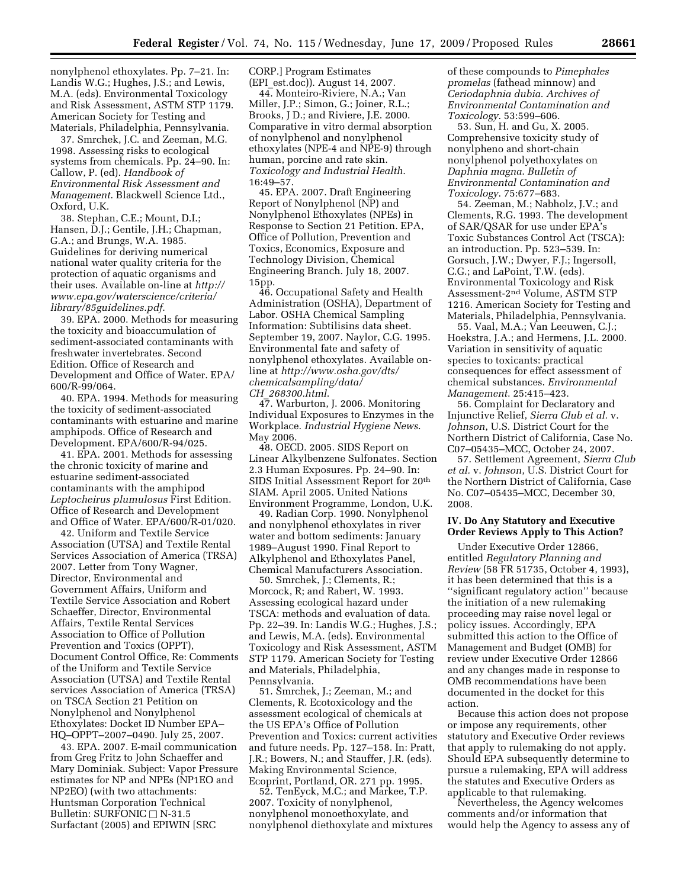nonylphenol ethoxylates. Pp. 7–21. In: Landis W.G.; Hughes, J.S.; and Lewis, M.A. (eds). Environmental Toxicology and Risk Assessment, ASTM STP 1179. American Society for Testing and Materials, Philadelphia, Pennsylvania.

37. Smrchek, J.C. and Zeeman, M.G. 1998. Assessing risks to ecological systems from chemicals. Pp. 24–90. In: Callow, P. (ed). *Handbook of Environmental Risk Assessment and Management*. Blackwell Science Ltd., Oxford, U.K.

38. Stephan, C.E.; Mount, D.I.; Hansen, D.J.; Gentile, J.H.; Chapman, G.A.; and Brungs, W.A. 1985. Guidelines for deriving numerical national water quality criteria for the protection of aquatic organisms and their uses. Available on-line at *http://www.epa.gov/waterscience/criteria/library/85guidelines.pdf*.

39. EPA. 2000. Methods for measuring the toxicity and bioaccumulation of sediment-associated contaminants with freshwater invertebrates. Second Edition. Office of Research and Development and Office of Water. EPA/600/R-99/064.

40. EPA. 1994. Methods for measuring the toxicity of sediment-associated contaminants with estuarine and marine amphipods. Office of Research and Development. EPA/600/R-94/025.

41. EPA. 2001. Methods for assessing the chronic toxicity of marine and estuarine sediment-associated contaminants with the amphipod *Leptocheirus plumulosus* First Edition. Office of Research and Development and Office of Water. EPA/600/R-01/020.

42. Uniform and Textile Service Association (UTSA) and Textile Rental Services Association of America (TRSA) 2007. Letter from Tony Wagner, Director, Environmental and Government Affairs, Uniform and Textile Service Association and Robert Schaeffer, Director, Environmental Affairs, Textile Rental Services Association to Office of Pollution Prevention and Toxics (OPPT), Document Control Office, Re: Comments of the Uniform and Textile Service Association (UTSA) and Textile Rental services Association of America (TRSA) on TSCA Section 21 Petition on Nonylphenol and Nonylphenol Ethoxylates: Docket ID Number EPA–HQ–OPPT–2007–0490. July 25, 2007.

43. EPA. 2007. E-mail communication from Greg Fritz to John Schaeffer and Mary Dominiak. Subject: Vapor Pressure estimates for NP and NPEs (NP1EO and NP2EO) (with two attachments: Huntsman Corporation Technical Bulletin: SURFONIC □ N-31.5 Surfactant (2005) and EPIWIN [SRC CORP.] Program Estimates (EPI_est.doc)). August 14, 2007.

44. Monteiro-Riviere, N.A.; Van Miller, J.P.; Simon, G.; Joiner, R.L.; Brooks, J D.; and Riviere, J.E. 2000. Comparative in vitro dermal absorption of nonylphenol and nonylphenol ethoxylates (NPE-4 and NPE-9) through human, porcine and rate skin. *Toxicology and Industrial Health*. 16:49–57.

45. EPA. 2007. Draft Engineering Report of Nonylphenol (NP) and Nonylphenol Ethoxylates (NPEs) in Response to Section 21 Petition. EPA, Office of Pollution, Prevention and Toxics, Economics, Exposure and Technology Division, Chemical Engineering Branch. July 18, 2007. 15pp.

46. Occupational Safety and Health Administration (OSHA), Department of Labor. OSHA Chemical Sampling Information: Subtilisins data sheet. September 19, 2007. Naylor, C.G. 1995. Environmental fate and safety of nonylphenol ethoxylates. Available on-line at *http://www.osha.gov/dts/chemicalsampling/data/CH_268300.html*.

47. Warburton, J. 2006. Monitoring Individual Exposures to Enzymes in the Workplace. *Industrial Hygiene News*. May 2006.

48. OECD. 2005. SIDS Report on Linear Alkylbenzene Sulfonates. Section 2.3 Human Exposures. Pp. 24–90. In: SIDS Initial Assessment Report for 20th SIAM. April 2005. United Nations Environment Programme, London, U.K.

49. Radian Corp. 1990. Nonylphenol and nonylphenol ethoxylates in river water and bottom sediments: January 1989–August 1990. Final Report to Alkylphenol and Ethoxylates Panel, Chemical Manufacturers Association.

50. Smrchek, J.; Clements, R.; Morcock, R; and Rabert, W. 1993. Assessing ecological hazard under TSCA: methods and evaluation of data. Pp. 22–39. In: Landis W.G.; Hughes, J.S.; and Lewis, M.A. (eds). Environmental Toxicology and Risk Assessment, ASTM STP 1179. American Society for Testing and Materials, Philadelphia, Pennsylvania.

51. Smrchek, J.; Zeeman, M.; and Clements, R. Ecotoxicology and the assessment ecological of chemicals at the US EPA's Office of Pollution Prevention and Toxics: current activities and future needs. Pp. 127–158. In: Pratt, J.R.; Bowers, N.; and Stauffer, J.R. (eds). Making Environmental Science, Ecoprint, Portland, OR. 271 pp. 1995.

52. TenEyck, M.C.; and Markee, T.P. 2007. Toxicity of nonylphenol, nonylphenol monoethoxylate, and nonylphenol diethoxylate and mixtures of these compounds to *Pimephales promelas* (fathead minnow) and *Ceriodaphnia dubia*. *Archives of Environmental Contamination and Toxicology*. 53:599–606.

53. Sun, H. and Gu, X. 2005. Comprehensive toxicity study of nonylpheno and short-chain nonylphenol polyethoxylates on *Daphnia magna*. *Bulletin of Environmental Contamination and Toxicology*. 75:677–683.

54. Zeeman, M.; Nabholz, J.V.; and Clements, R.G. 1993. The development of SAR/QSAR for use under EPA's Toxic Substances Control Act (TSCA): an introduction. Pp. 523–539. In: Gorsuch, J.W.; Dwyer, F.J.; Ingersoll, C.G.; and LaPoint, T.W. (eds). Environmental Toxicology and Risk Assessment-2nd Volume, ASTM STP 1216. American Society for Testing and Materials, Philadelphia, Pennsylvania.

55. Vaal, M.A.; Van Leeuwen, C.J.; Hoekstra, J.A.; and Hermens, J.L. 2000. Variation in sensitivity of aquatic species to toxicants: practical consequences for effect assessment of chemical substances. *Environmental Management*. 25:415–423.

56. Complaint for Declaratory and Injunctive Relief, *Sierra Club et al.* v. *Johnson*, U.S. District Court for the Northern District of California, Case No. C07–05435–MCC, October 24, 2007.

57. Settlement Agreement, *Sierra Club et al.* v. *Johnson*, U.S. District Court for the Northern District of California, Case No. C07–05435–MCC, December 30, 2008.

## IV. Do Any Statutory and Executive Order Reviews Apply to This Action?

Under Executive Order 12866, entitled *Regulatory Planning and Review* (58 FR 51735, October 4, 1993), it has been determined that this is a ''significant regulatory action'' because the initiation of a new rulemaking proceeding may raise novel legal or policy issues. Accordingly, EPA submitted this action to the Office of Management and Budget (OMB) for review under Executive Order 12866 and any changes made in response to OMB recommendations have been documented in the docket for this action.

Because this action does not propose or impose any requirements, other statutory and Executive Order reviews that apply to rulemaking do not apply. Should EPA subsequently determine to pursue a rulemaking, EPA will address the statutes and Executive Orders as applicable to that rulemaking.

Nevertheless, the Agency welcomes comments and/or information that would help the Agency to assess any of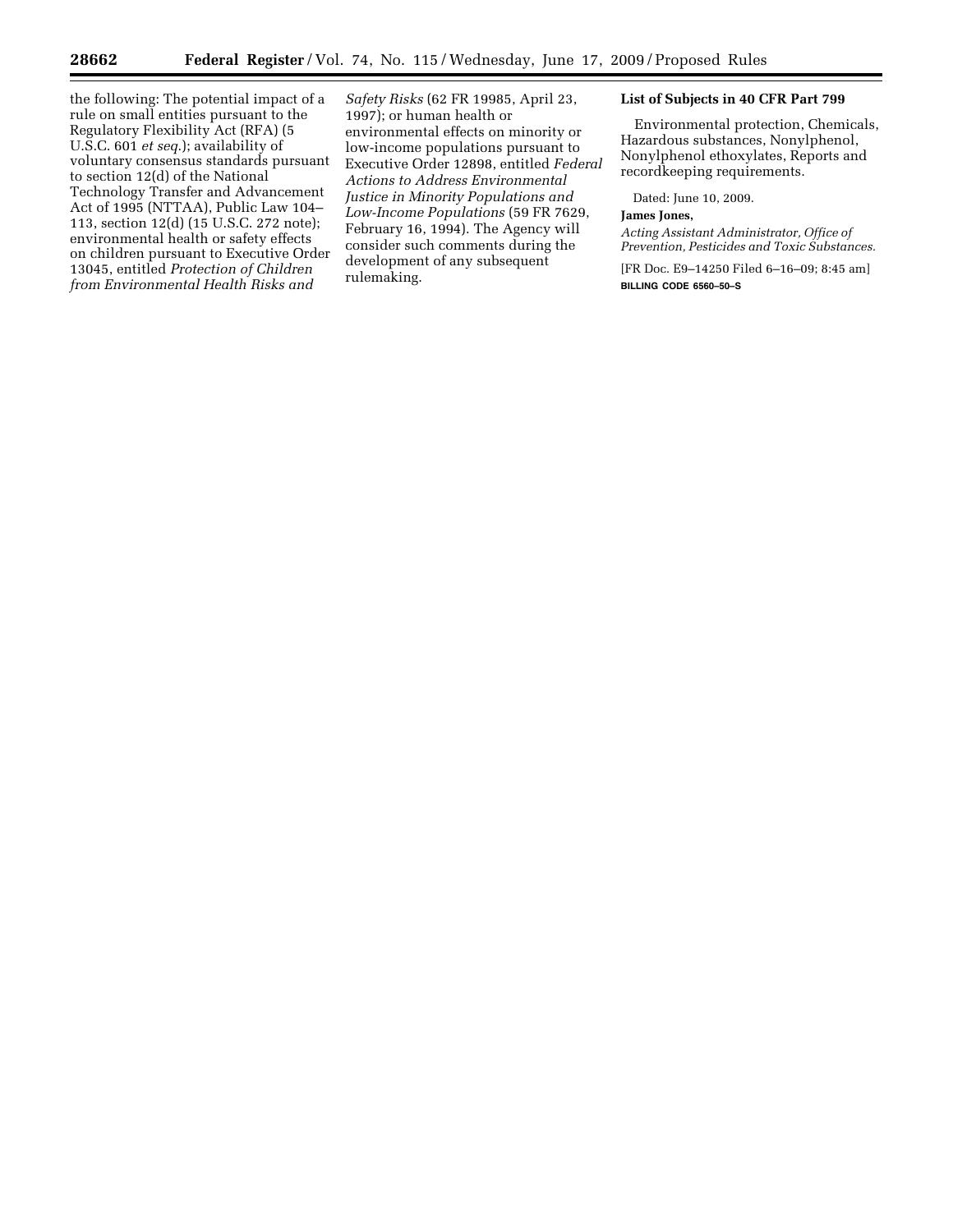the following: The potential impact of a rule on small entities pursuant to the Regulatory Flexibility Act (RFA) (5 U.S.C. 601 *et seq.*); availability of voluntary consensus standards pursuant to section 12(d) of the National Technology Transfer and Advancement Act of 1995 (NTTAA), Public Law 104–113, section 12(d) (15 U.S.C. 272 note); environmental health or safety effects on children pursuant to Executive Order 13045, entitled *Protection of Children from Environmental Health Risks and Safety Risks* (62 FR 19985, April 23, 1997); or human health or environmental effects on minority or low-income populations pursuant to Executive Order 12898, entitled *Federal Actions to Address Environmental Justice in Minority Populations and Low-Income Populations* (59 FR 7629, February 16, 1994). The Agency will consider such comments during the development of any subsequent rulemaking.

**List of Subjects in 40 CFR Part 799**

Environmental protection, Chemicals, Hazardous substances, Nonylphenol, Nonylphenol ethoxylates, Reports and recordkeeping requirements.

Dated: June 10, 2009.

**James Jones,**

*Acting Assistant Administrator, Office of Prevention, Pesticides and Toxic Substances.*

[FR Doc. E9–14250 Filed 6–16–09; 8:45 am]

**BILLING CODE 6560–50–S**